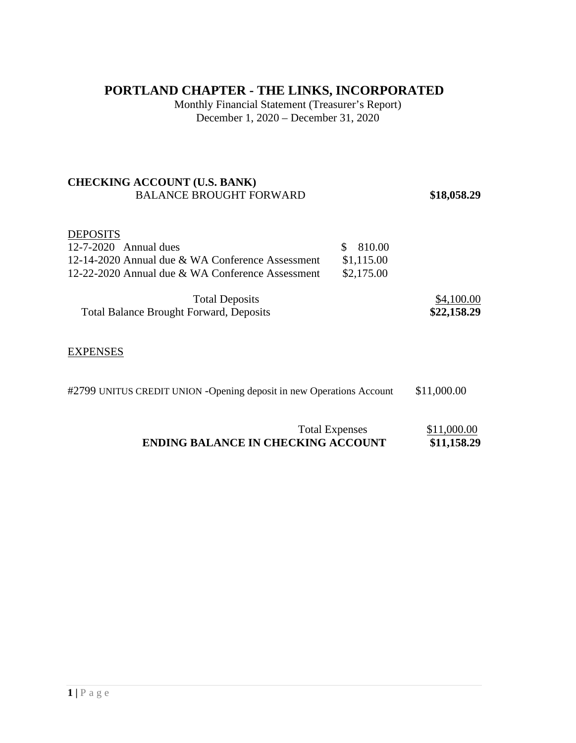# PORTLAND CHAPTER - THE LINKS, INCORPORATED

Monthly Financial Statement (Treasurer's Report)
December 1, 2020 – December 31, 2020

**CHECKING ACCOUNT (U.S. BANK)**

| | | |
|---|---|---|
| BALANCE BROUGHT FORWARD | | **$18,058.29** |

DEPOSITS

| | | |
|---|---|---|
| 12-7-2020 Annual dues | $ 810.00 | |
| 12-14-2020 Annual due & WA Conference Assessment | $1,115.00 | |
| 12-22-2020 Annual due & WA Conference Assessment | $2,175.00 | |
| Total Deposits | | $4,100.00 |
| Total Balance Brought Forward, Deposits | | **$22,158.29** |

EXPENSES

| | |
|---|---|
| #2799 UNITUS CREDIT UNION -Opening deposit in new Operations Account | $11,000.00 |
| Total Expenses | $11,000.00 |
| **ENDING BALANCE IN CHECKING ACCOUNT** | **$11,158.29** |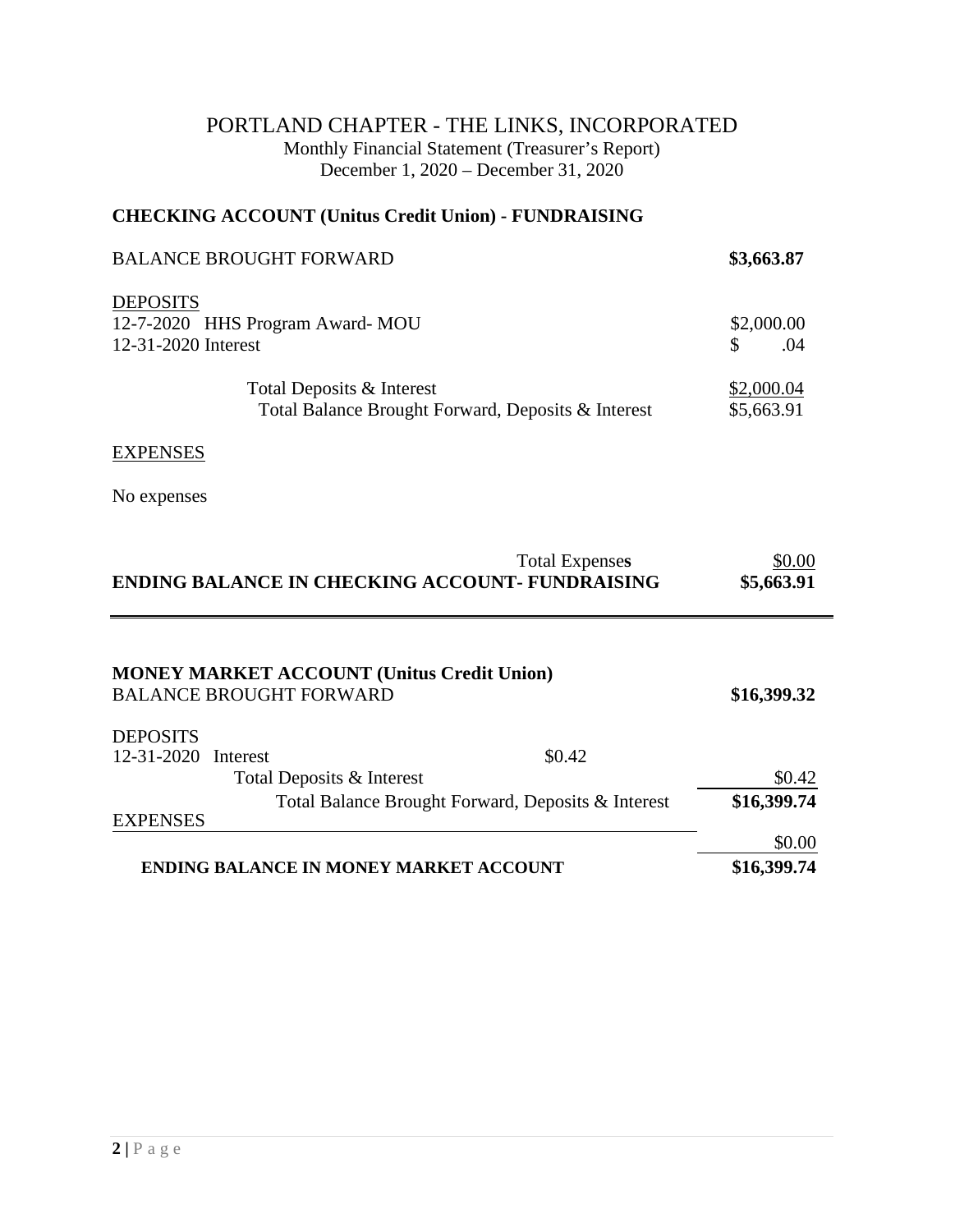# PORTLAND CHAPTER - THE LINKS, INCORPORATED

Monthly Financial Statement (Treasurer's Report)
December 1, 2020 – December 31, 2020

## CHECKING ACCOUNT (Unitus Credit Union) - FUNDRAISING

| | |
|---|---|
| BALANCE BROUGHT FORWARD | **$3,663.87** |
| DEPOSITS | |
| 12-7-2020 HHS Program Award- MOU | $2,000.00 |
| 12-31-2020 Interest | $ .04 |
| Total Deposits & Interest | $2,000.04 |
| Total Balance Brought Forward, Deposits & Interest | $5,663.91 |
| EXPENSES | |
| No expenses | |
| Total Expenses | $0.00 |
| **ENDING BALANCE IN CHECKING ACCOUNT- FUNDRAISING** | **$5,663.91** |

## MONEY MARKET ACCOUNT (Unitus Credit Union)

| | | |
|---|---|---|
| BALANCE BROUGHT FORWARD | | **$16,399.32** |
| DEPOSITS | | |
| 12-31-2020 Interest | $0.42 | |
| Total Deposits & Interest | | $0.42 |
| Total Balance Brought Forward, Deposits & Interest | | **$16,399.74** |
| EXPENSES | | |
| | | $0.00 |
| **ENDING BALANCE IN MONEY MARKET ACCOUNT** | | **$16,399.74** |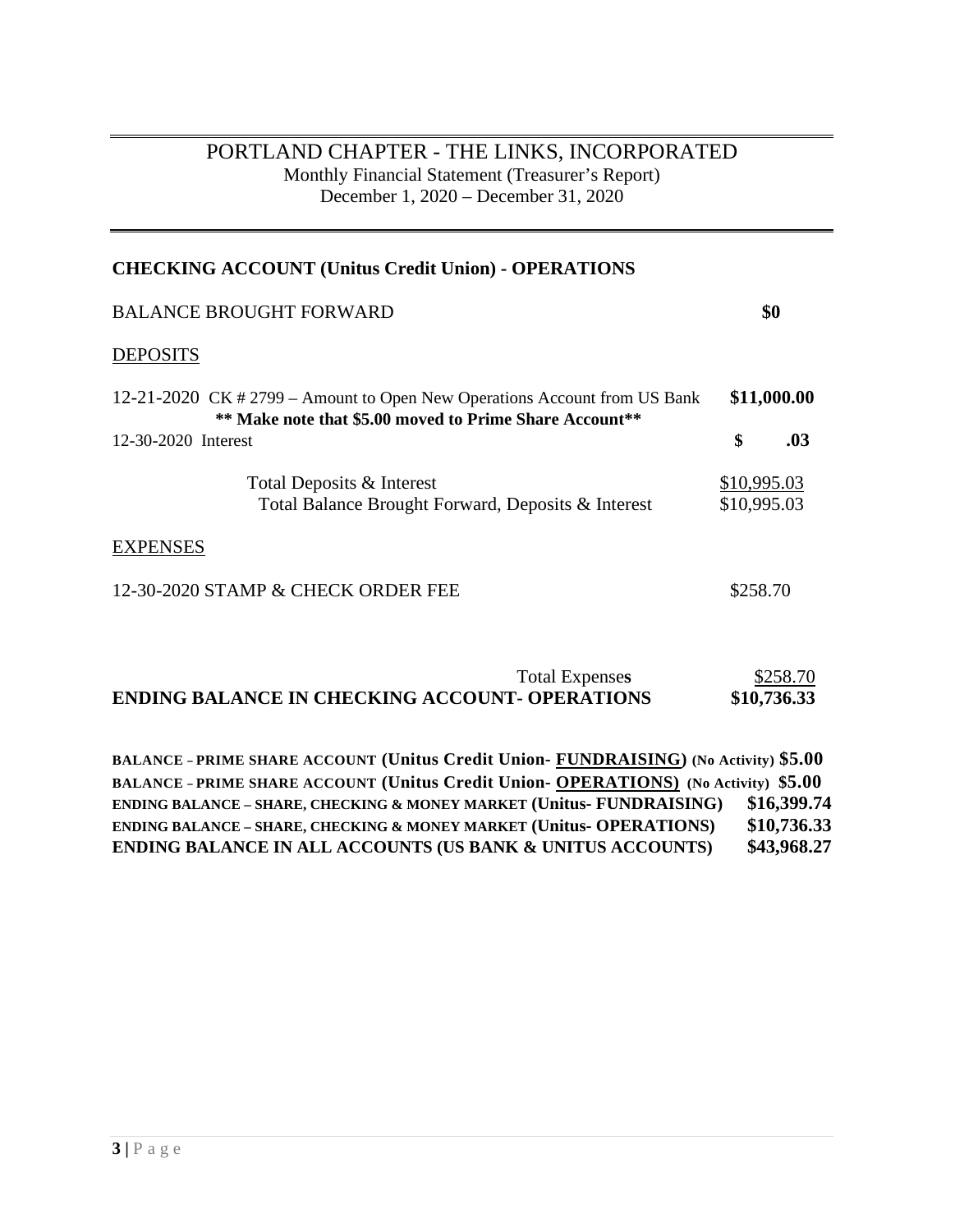# PORTLAND CHAPTER - THE LINKS, INCORPORATED

Monthly Financial Statement (Treasurer's Report)
December 1, 2020 – December 31, 2020

## CHECKING ACCOUNT (Unitus Credit Union) - OPERATIONS

| | |
|---|---|
| BALANCE BROUGHT FORWARD | **$0** |

DEPOSITS

| | |
|---|---|
| 12-21-2020 CK # 2799 – Amount to Open New Operations Account from US Bank **\*\* Make note that $5.00 moved to Prime Share Account\*\*** | **$11,000.00** |
| 12-30-2020 Interest | **$ .03** |
| Total Deposits & Interest | $10,995.03 |
| Total Balance Brought Forward, Deposits & Interest | $10,995.03 |

EXPENSES

| | |
|---|---|
| 12-30-2020 STAMP & CHECK ORDER FEE | $258.70 |
| Total Expenses | $258.70 |
| **ENDING BALANCE IN CHECKING ACCOUNT- OPERATIONS** | **$10,736.33** |

| | |
|---|---|
| **BALANCE – PRIME SHARE ACCOUNT (Unitus Credit Union- FUNDRAISING) (No Activity)** | **$5.00** |
| **BALANCE – PRIME SHARE ACCOUNT (Unitus Credit Union- OPERATIONS) (No Activity)** | **$5.00** |
| **ENDING BALANCE – SHARE, CHECKING & MONEY MARKET (Unitus- FUNDRAISING)** | **$16,399.74** |
| **ENDING BALANCE – SHARE, CHECKING & MONEY MARKET (Unitus- OPERATIONS)** | **$10,736.33** |
| **ENDING BALANCE IN ALL ACCOUNTS (US BANK & UNITUS ACCOUNTS)** | **$43,968.27** |